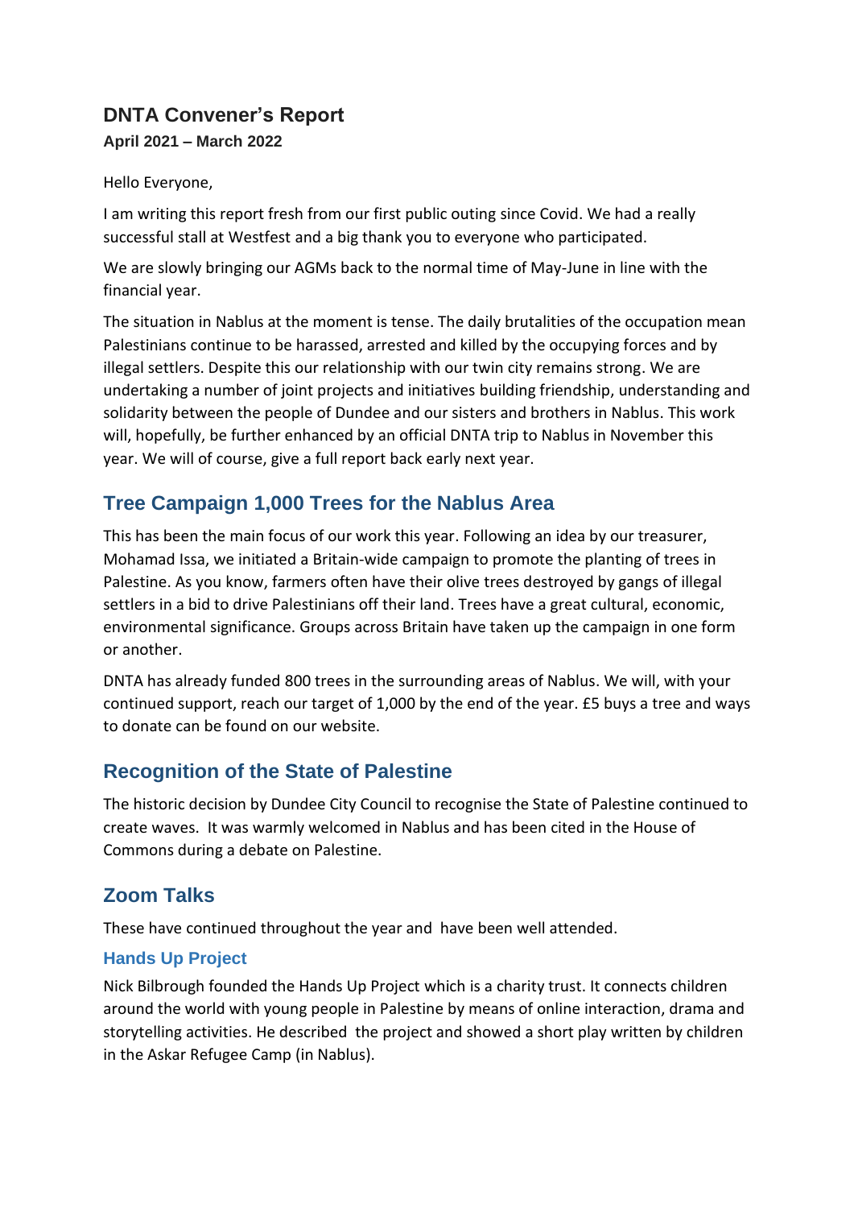# DNTA Convener's Report

**April 2021 – March 2022**

Hello Everyone,

I am writing this report fresh from our first public outing since Covid. We had a really successful stall at Westfest and a big thank you to everyone who participated.

We are slowly bringing our AGMs back to the normal time of May-June in line with the financial year.

The situation in Nablus at the moment is tense. The daily brutalities of the occupation mean Palestinians continue to be harassed, arrested and killed by the occupying forces and by illegal settlers. Despite this our relationship with our twin city remains strong. We are undertaking a number of joint projects and initiatives building friendship, understanding and solidarity between the people of Dundee and our sisters and brothers in Nablus. This work will, hopefully, be further enhanced by an official DNTA trip to Nablus in November this year. We will of course, give a full report back early next year.

## Tree Campaign 1,000 Trees for the Nablus Area

This has been the main focus of our work this year. Following an idea by our treasurer, Mohamad Issa, we initiated a Britain-wide campaign to promote the planting of trees in Palestine. As you know, farmers often have their olive trees destroyed by gangs of illegal settlers in a bid to drive Palestinians off their land. Trees have a great cultural, economic, environmental significance. Groups across Britain have taken up the campaign in one form or another.

DNTA has already funded 800 trees in the surrounding areas of Nablus. We will, with your continued support, reach our target of 1,000 by the end of the year. £5 buys a tree and ways to donate can be found on our website.

## Recognition of the State of Palestine

The historic decision by Dundee City Council to recognise the State of Palestine continued to create waves. It was warmly welcomed in Nablus and has been cited in the House of Commons during a debate on Palestine.

## Zoom Talks

These have continued throughout the year and have been well attended.

### Hands Up Project

Nick Bilbrough founded the Hands Up Project which is a charity trust. It connects children around the world with young people in Palestine by means of online interaction, drama and storytelling activities. He described the project and showed a short play written by children in the Askar Refugee Camp (in Nablus).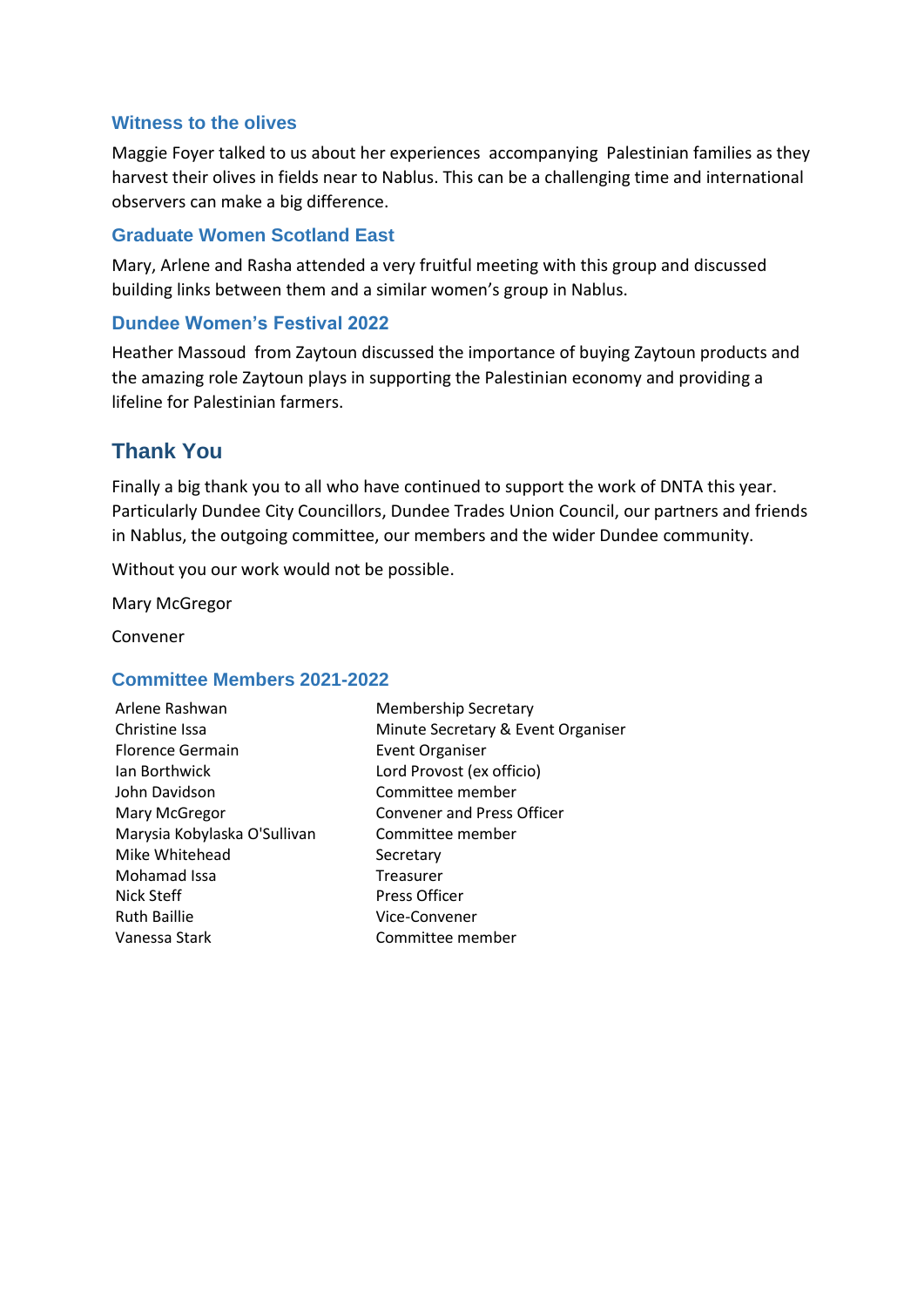### Witness to the olives

Maggie Foyer talked to us about her experiences accompanying Palestinian families as they harvest their olives in fields near to Nablus. This can be a challenging time and international observers can make a big difference.

### Graduate Women Scotland East

Mary, Arlene and Rasha attended a very fruitful meeting with this group and discussed building links between them and a similar women's group in Nablus.

### Dundee Women's Festival 2022

Heather Massoud from Zaytoun discussed the importance of buying Zaytoun products and the amazing role Zaytoun plays in supporting the Palestinian economy and providing a lifeline for Palestinian farmers.

## Thank You

Finally a big thank you to all who have continued to support the work of DNTA this year. Particularly Dundee City Councillors, Dundee Trades Union Council, our partners and friends in Nablus, the outgoing committee, our members and the wider Dundee community.

Without you our work would not be possible.

Mary McGregor

Convener

### Committee Members 2021-2022

| | |
|---|---|
| Arlene Rashwan | Membership Secretary |
| Christine Issa | Minute Secretary & Event Organiser |
| Florence Germain | Event Organiser |
| Ian Borthwick | Lord Provost (ex officio) |
| John Davidson | Committee member |
| Mary McGregor | Convener and Press Officer |
| Marysia Kobylaska O'Sullivan | Committee member |
| Mike Whitehead | Secretary |
| Mohamad Issa | Treasurer |
| Nick Steff | Press Officer |
| Ruth Baillie | Vice-Convener |
| Vanessa Stark | Committee member |